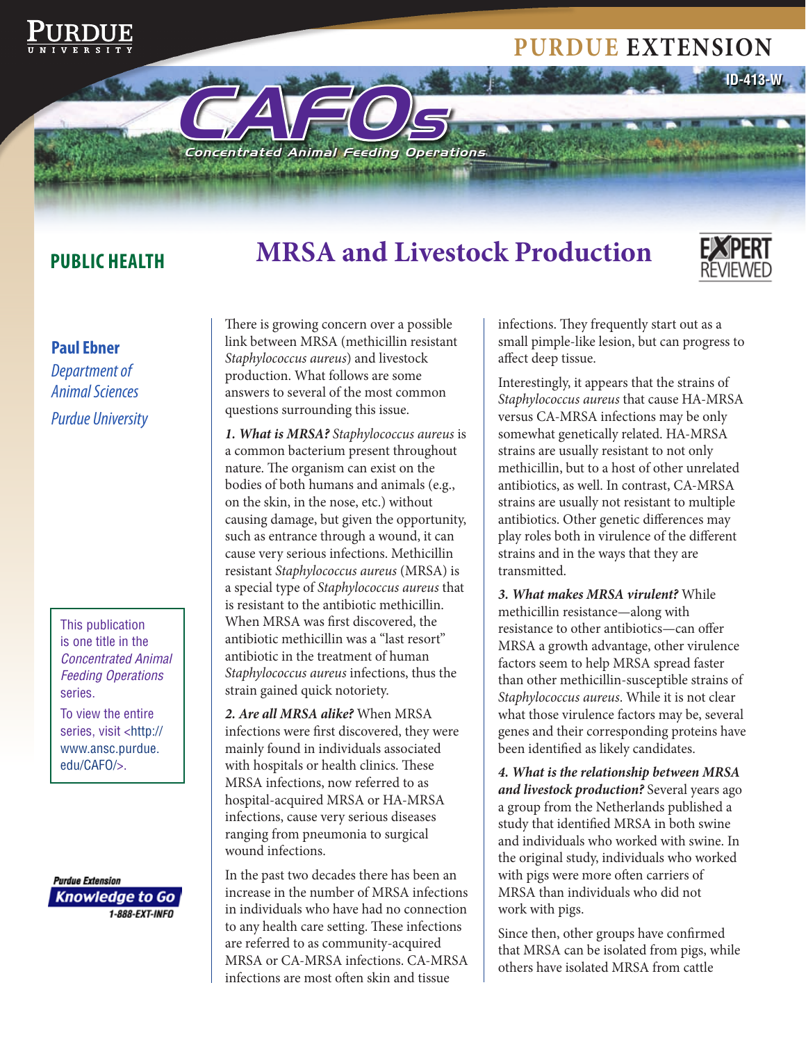PURDUE EXTENSION

ID-413-W

CAFOs

Concentrated Animal Feeding Operations

PUBLIC HEALTH

# MRSA and Livestock Production

EXPERT REVIEWED

**Paul Ebner**
*Department of Animal Sciences*
*Purdue University*

This publication is one title in the *Concentrated Animal Feeding Operations* series.

To view the entire series, visit <http://www.ansc.purdue.edu/CAFO/>.

There is growing concern over a possible link between MRSA (methicillin resistant *Staphylococcus aureus*) and livestock production. What follows are some answers to several of the most common questions surrounding this issue.

***1. What is MRSA?*** *Staphylococcus aureus* is a common bacterium present throughout nature. The organism can exist on the bodies of both humans and animals (e.g., on the skin, in the nose, etc.) without causing damage, but given the opportunity, such as entrance through a wound, it can cause very serious infections. Methicillin resistant *Staphylococcus aureus* (MRSA) is a special type of *Staphylococcus aureus* that is resistant to the antibiotic methicillin. When MRSA was first discovered, the antibiotic methicillin was a "last resort" antibiotic in the treatment of human *Staphylococcus aureus* infections, thus the strain gained quick notoriety.

***2. Are all MRSA alike?*** When MRSA infections were first discovered, they were mainly found in individuals associated with hospitals or health clinics. These MRSA infections, now referred to as hospital-acquired MRSA or HA-MRSA infections, cause very serious diseases ranging from pneumonia to surgical wound infections.

In the past two decades there has been an increase in the number of MRSA infections in individuals who have had no connection to any health care setting. These infections are referred to as community-acquired MRSA or CA-MRSA infections. CA-MRSA infections are most often skin and tissue infections. They frequently start out as a small pimple-like lesion, but can progress to affect deep tissue.

Interestingly, it appears that the strains of *Staphylococcus aureus* that cause HA-MRSA versus CA-MRSA infections may be only somewhat genetically related. HA-MRSA strains are usually resistant to not only methicillin, but to a host of other unrelated antibiotics, as well. In contrast, CA-MRSA strains are usually not resistant to multiple antibiotics. Other genetic differences may play roles both in virulence of the different strains and in the ways that they are transmitted.

***3. What makes MRSA virulent?*** While methicillin resistance—along with resistance to other antibiotics—can offer MRSA a growth advantage, other virulence factors seem to help MRSA spread faster than other methicillin-susceptible strains of *Staphylococcus aureus*. While it is not clear what those virulence factors may be, several genes and their corresponding proteins have been identified as likely candidates.

***4. What is the relationship between MRSA and livestock production?*** Several years ago a group from the Netherlands published a study that identified MRSA in both swine and individuals who worked with swine. In the original study, individuals who worked with pigs were more often carriers of MRSA than individuals who did not work with pigs.

Since then, other groups have confirmed that MRSA can be isolated from pigs, while others have isolated MRSA from cattle

Purdue Extension
Knowledge to Go
1-888-EXT-INFO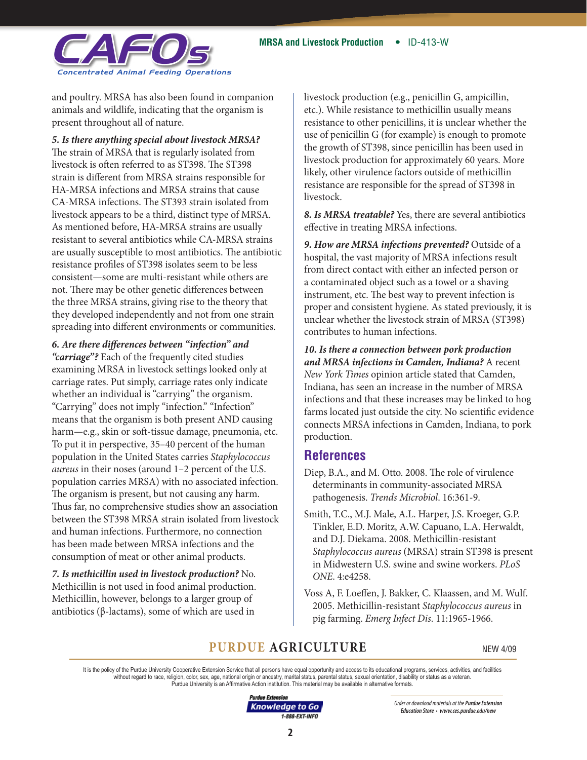and poultry. MRSA has also been found in companion animals and wildlife, indicating that the organism is present throughout all of nature.

***5. Is there anything special about livestock MRSA?*** The strain of MRSA that is regularly isolated from livestock is often referred to as ST398. The ST398 strain is different from MRSA strains responsible for HA-MRSA infections and MRSA strains that cause CA-MRSA infections. The ST393 strain isolated from livestock appears to be a third, distinct type of MRSA. As mentioned before, HA-MRSA strains are usually resistant to several antibiotics while CA-MRSA strains are usually susceptible to most antibiotics. The antibiotic resistance profiles of ST398 isolates seem to be less consistent—some are multi-resistant while others are not. There may be other genetic differences between the three MRSA strains, giving rise to the theory that they developed independently and not from one strain spreading into different environments or communities.

***6. Are there differences between "infection" and "carriage"?*** Each of the frequently cited studies examining MRSA in livestock settings looked only at carriage rates. Put simply, carriage rates only indicate whether an individual is "carrying" the organism. "Carrying" does not imply "infection." "Infection" means that the organism is both present AND causing harm—e.g., skin or soft-tissue damage, pneumonia, etc. To put it in perspective, 35–40 percent of the human population in the United States carries *Staphylococcus aureus* in their noses (around 1–2 percent of the U.S. population carries MRSA) with no associated infection. The organism is present, but not causing any harm. Thus far, no comprehensive studies show an association between the ST398 MRSA strain isolated from livestock and human infections. Furthermore, no connection has been made between MRSA infections and the consumption of meat or other animal products.

***7. Is methicillin used in livestock production?*** No. Methicillin is not used in food animal production. Methicillin, however, belongs to a larger group of antibiotics (β-lactams), some of which are used in livestock production (e.g., penicillin G, ampicillin, etc.). While resistance to methicillin usually means resistance to other penicillins, it is unclear whether the use of penicillin G (for example) is enough to promote the growth of ST398, since penicillin has been used in livestock production for approximately 60 years. More likely, other virulence factors outside of methicillin resistance are responsible for the spread of ST398 in livestock.

***8. Is MRSA treatable?*** Yes, there are several antibiotics effective in treating MRSA infections.

***9. How are MRSA infections prevented?*** Outside of a hospital, the vast majority of MRSA infections result from direct contact with either an infected person or a contaminated object such as a towel or a shaving instrument, etc. The best way to prevent infection is proper and consistent hygiene. As stated previously, it is unclear whether the livestock strain of MRSA (ST398) contributes to human infections.

***10. Is there a connection between pork production and MRSA infections in Camden, Indiana?*** A recent *New York Times* opinion article stated that Camden, Indiana, has seen an increase in the number of MRSA infections and that these increases may be linked to hog farms located just outside the city. No scientific evidence connects MRSA infections in Camden, Indiana, to pork production.

## References

Diep, B.A., and M. Otto. 2008. The role of virulence determinants in community-associated MRSA pathogenesis. *Trends Microbiol*. 16:361-9.

Smith, T.C., M.J. Male, A.L. Harper, J.S. Kroeger, G.P. Tinkler, E.D. Moritz, A.W. Capuano, L.A. Herwaldt, and D.J. Diekama. 2008. Methicillin-resistant *Staphylococcus aureus* (MRSA) strain ST398 is present in Midwestern U.S. swine and swine workers. *PLoS ONE*. 4:e4258.

Voss A, F. Loeffen, J. Bakker, C. Klaassen, and M. Wulf. 2005. Methicillin-resistant *Staphylococcus aureus* in pig farming. *Emerg Infect Dis*. 11:1965-1966.

PURDUE AGRICULTURE

NEW 4/09

It is the policy of the Purdue University Cooperative Extension Service that all persons have equal opportunity and access to its educational programs, services, activities, and facilities without regard to race, religion, color, sex, age, national origin or ancestry, marital status, parental status, sexual orientation, disability or status as a veteran. Purdue University is an Affirmative Action institution. This material may be available in alternative formats.

Purdue Extension Knowledge to Go 1-888-EXT-INFO

Order or download materials at the Purdue Extension Education Store • www.ces.purdue.edu/new